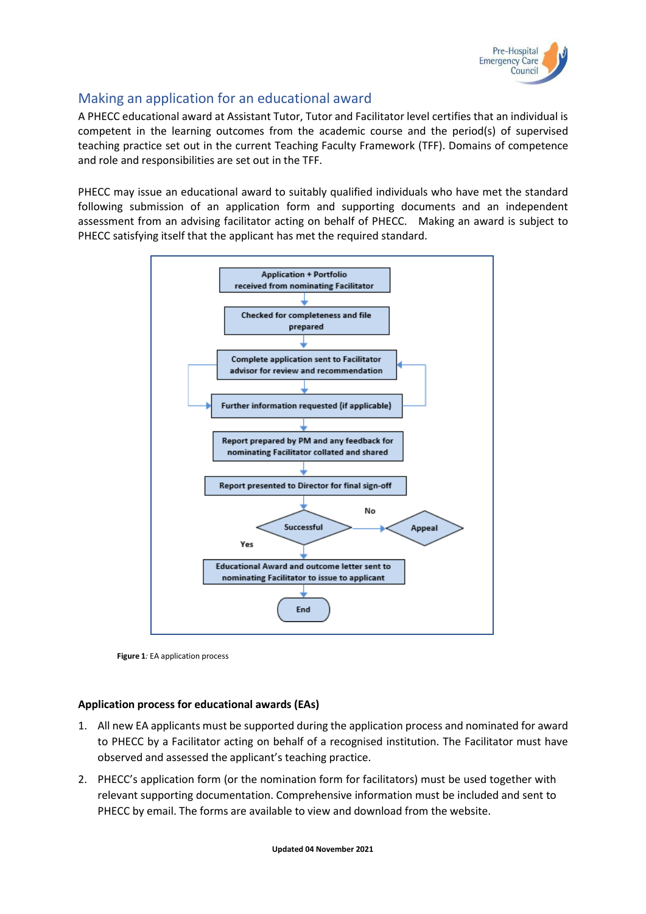## Making an application for an educational award

A PHECC educational award at Assistant Tutor, Tutor and Facilitator level certifies that an individual is competent in the learning outcomes from the academic course and the period(s) of supervised teaching practice set out in the current Teaching Faculty Framework (TFF). Domains of competence and role and responsibilities are set out in the TFF.

PHECC may issue an educational award to suitably qualified individuals who have met the standard following submission of an application form and supporting documents and an independent assessment from an advising facilitator acting on behalf of PHECC. Making an award is subject to PHECC satisfying itself that the applicant has met the required standard.

Application + Portfolio received from nominating Facilitator

Checked for completeness and file prepared

Complete application sent to Facilitator advisor for review and recommendation

Further information requested (if applicable)

Report prepared by PM and any feedback for nominating Facilitator collated and shared

Report presented to Director for final sign-off

Successful

No

Appeal

Yes

Educational Award and outcome letter sent to nominating Facilitator to issue to applicant

End

**Figure 1**: EA application process

**Application process for educational awards (EAs)**

1. All new EA applicants must be supported during the application process and nominated for award to PHECC by a Facilitator acting on behalf of a recognised institution. The Facilitator must have observed and assessed the applicant's teaching practice.
2. PHECC's application form (or the nomination form for facilitators) must be used together with relevant supporting documentation. Comprehensive information must be included and sent to PHECC by email. The forms are available to view and download from the website.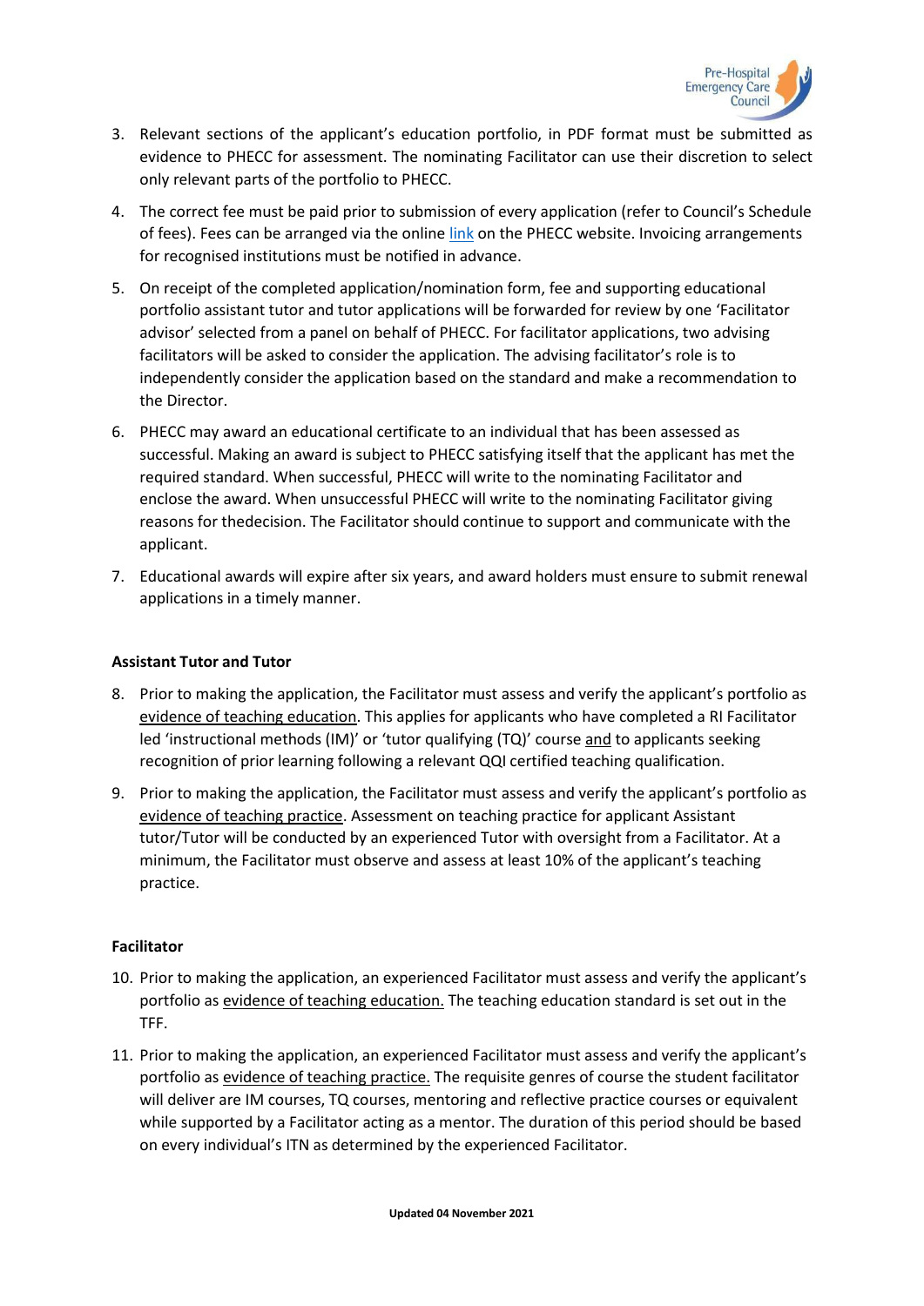3. Relevant sections of the applicant's education portfolio, in PDF format must be submitted as evidence to PHECC for assessment. The nominating Facilitator can use their discretion to select only relevant parts of the portfolio to PHECC.
4. The correct fee must be paid prior to submission of every application (refer to Council's Schedule of fees). Fees can be arranged via the online link on the PHECC website. Invoicing arrangements for recognised institutions must be notified in advance.
5. On receipt of the completed application/nomination form, fee and supporting educational portfolio assistant tutor and tutor applications will be forwarded for review by one 'Facilitator advisor' selected from a panel on behalf of PHECC. For facilitator applications, two advising facilitators will be asked to consider the application. The advising facilitator's role is to independently consider the application based on the standard and make a recommendation to the Director.
6. PHECC may award an educational certificate to an individual that has been assessed as successful. Making an award is subject to PHECC satisfying itself that the applicant has met the required standard. When successful, PHECC will write to the nominating Facilitator and enclose the award. When unsuccessful PHECC will write to the nominating Facilitator giving reasons for thedecision. The Facilitator should continue to support and communicate with the applicant.
7. Educational awards will expire after six years, and award holders must ensure to submit renewal applications in a timely manner.

**Assistant Tutor and Tutor**

8. Prior to making the application, the Facilitator must assess and verify the applicant's portfolio as evidence of teaching education. This applies for applicants who have completed a RI Facilitator led 'instructional methods (IM)' or 'tutor qualifying (TQ)' course and to applicants seeking recognition of prior learning following a relevant QQI certified teaching qualification.
9. Prior to making the application, the Facilitator must assess and verify the applicant's portfolio as evidence of teaching practice. Assessment on teaching practice for applicant Assistant tutor/Tutor will be conducted by an experienced Tutor with oversight from a Facilitator. At a minimum, the Facilitator must observe and assess at least 10% of the applicant's teaching practice.

**Facilitator**

10. Prior to making the application, an experienced Facilitator must assess and verify the applicant's portfolio as evidence of teaching education. The teaching education standard is set out in the TFF.
11. Prior to making the application, an experienced Facilitator must assess and verify the applicant's portfolio as evidence of teaching practice. The requisite genres of course the student facilitator will deliver are IM courses, TQ courses, mentoring and reflective practice courses or equivalent while supported by a Facilitator acting as a mentor. The duration of this period should be based on every individual's ITN as determined by the experienced Facilitator.